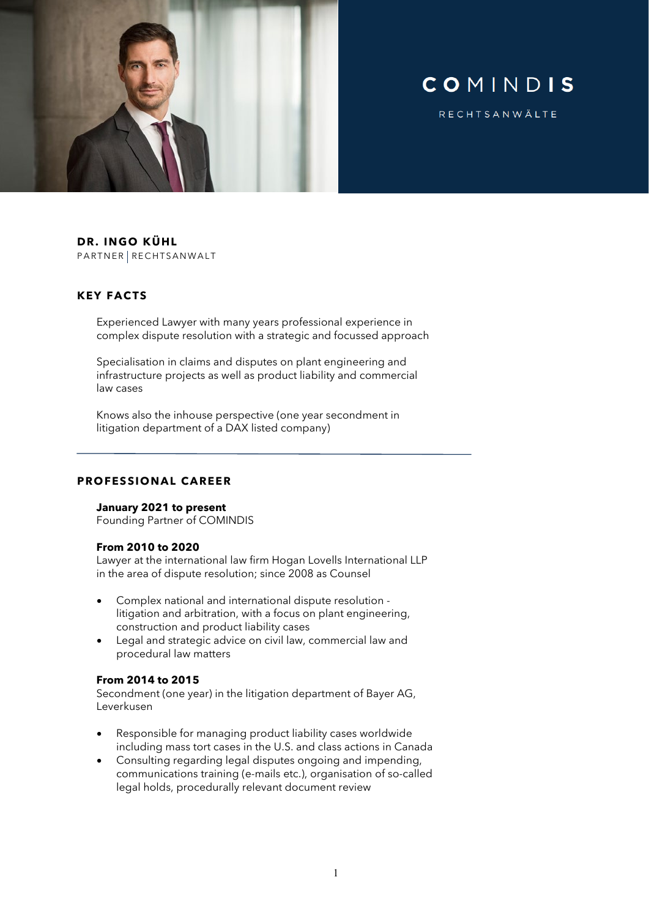COMINDIS

RECHTSANWÄLTE

# DR. INGO KÜHL

PARTNER | RECHTSANWALT

## KEY FACTS

Experienced Lawyer with many years professional experience in complex dispute resolution with a strategic and focussed approach

Specialisation in claims and disputes on plant engineering and infrastructure projects as well as product liability and commercial law cases

Knows also the inhouse perspective (one year secondment in litigation department of a DAX listed company)

## PROFESSIONAL CAREER

**January 2021 to present**
Founding Partner of COMINDIS

**From 2010 to 2020**
Lawyer at the international law firm Hogan Lovells International LLP in the area of dispute resolution; since 2008 as Counsel

- Complex national and international dispute resolution - litigation and arbitration, with a focus on plant engineering, construction and product liability cases
- Legal and strategic advice on civil law, commercial law and procedural law matters

**From 2014 to 2015**
Secondment (one year) in the litigation department of Bayer AG, Leverkusen

- Responsible for managing product liability cases worldwide including mass tort cases in the U.S. and class actions in Canada
- Consulting regarding legal disputes ongoing and impending, communications training (e-mails etc.), organisation of so-called legal holds, procedurally relevant document review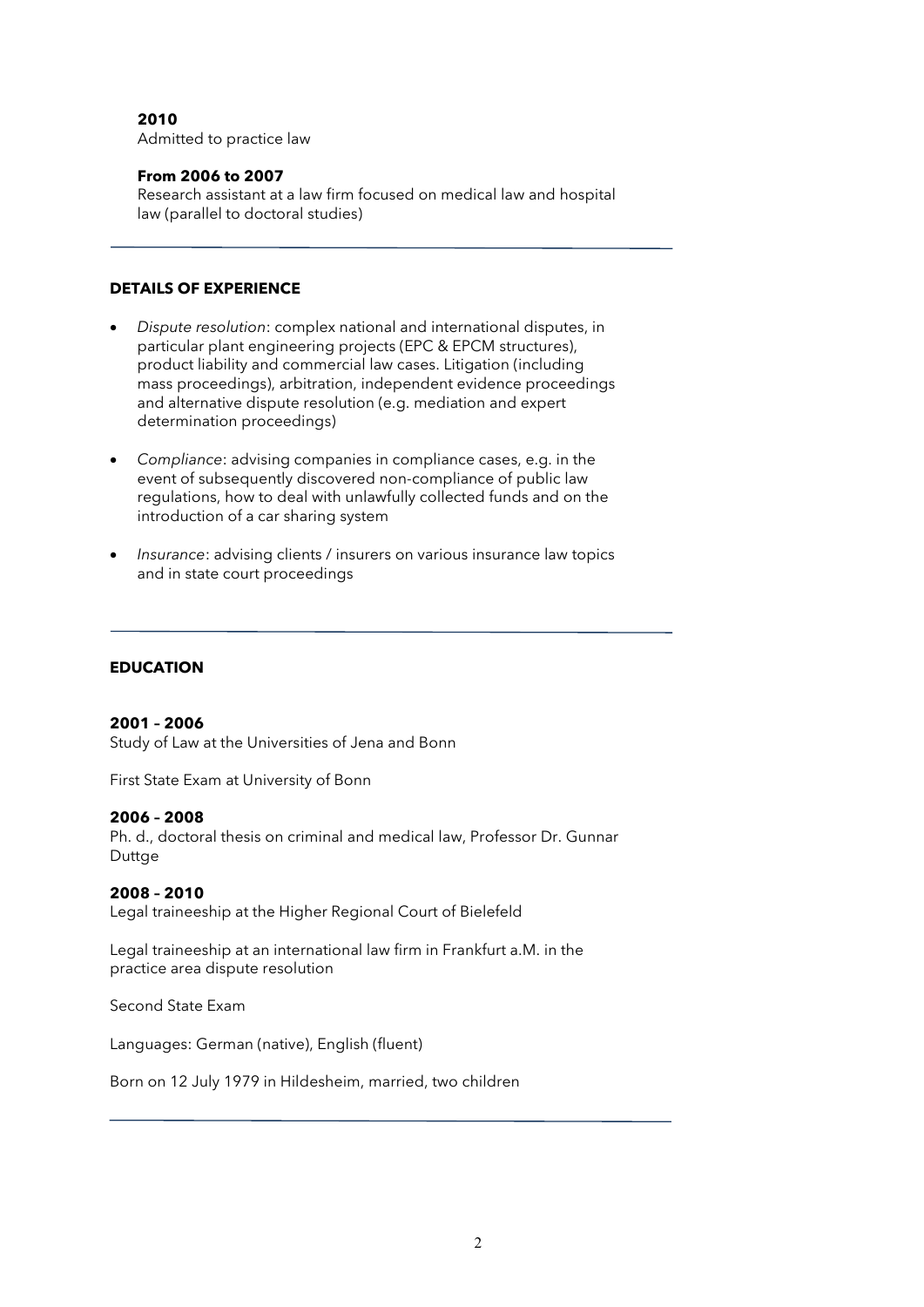**2010**
Admitted to practice law

**From 2006 to 2007**
Research assistant at a law firm focused on medical law and hospital law (parallel to doctoral studies)

---

**DETAILS OF EXPERIENCE**

- *Dispute resolution*: complex national and international disputes, in particular plant engineering projects (EPC & EPCM structures), product liability and commercial law cases. Litigation (including mass proceedings), arbitration, independent evidence proceedings and alternative dispute resolution (e.g. mediation and expert determination proceedings)

- *Compliance*: advising companies in compliance cases, e.g. in the event of subsequently discovered non-compliance of public law regulations, how to deal with unlawfully collected funds and on the introduction of a car sharing system

- *Insurance*: advising clients / insurers on various insurance law topics and in state court proceedings

---

**EDUCATION**

**2001 – 2006**
Study of Law at the Universities of Jena and Bonn

First State Exam at University of Bonn

**2006 – 2008**
Ph. d., doctoral thesis on criminal and medical law, Professor Dr. Gunnar Duttge

**2008 – 2010**
Legal traineeship at the Higher Regional Court of Bielefeld

Legal traineeship at an international law firm in Frankfurt a.M. in the practice area dispute resolution

Second State Exam

Languages: German (native), English (fluent)

Born on 12 July 1979 in Hildesheim, married, two children

---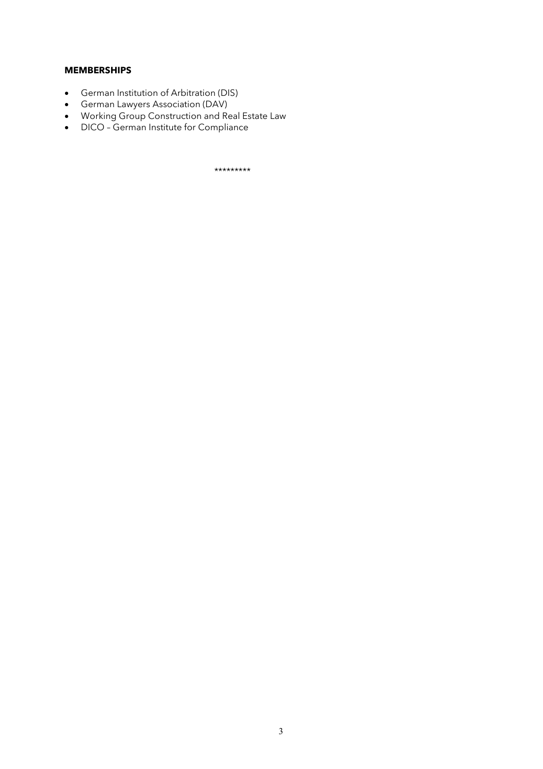**MEMBERSHIPS**

- German Institution of Arbitration (DIS)
- German Lawyers Association (DAV)
- Working Group Construction and Real Estate Law
- DICO – German Institute for Compliance

*********